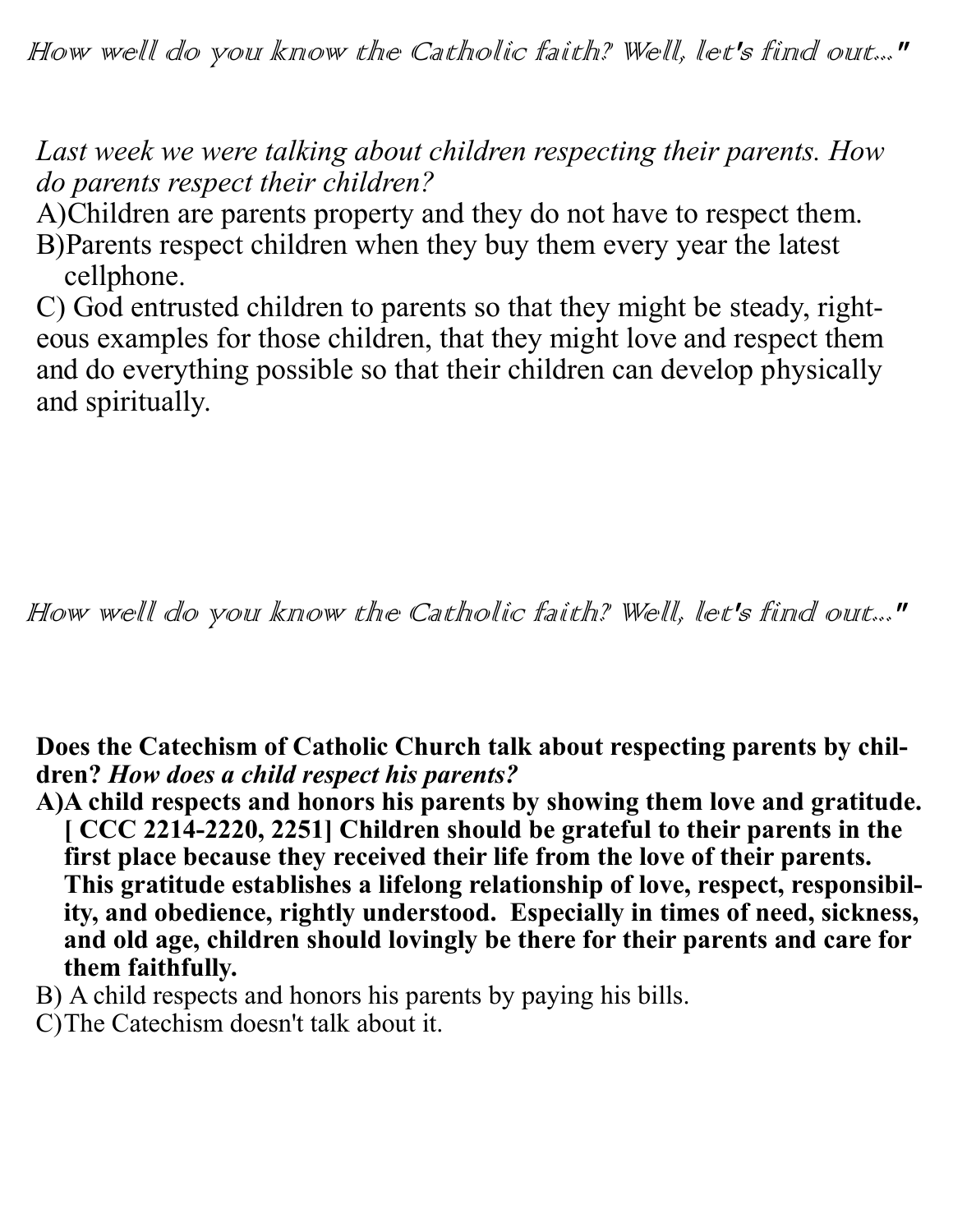*How well do you know the Catholic faith? Well, let's find out..."*

*Last week we were talking about children respecting their parents. How do parents respect their children?*

A)Children are parents property and they do not have to respect them.
B)Parents respect children when they buy them every year the latest cellphone.
C) God entrusted children to parents so that they might be steady, righteous examples for those children, that they might love and respect them and do everything possible so that their children can develop physically and spiritually.

*How well do you know the Catholic faith? Well, let's find out..."*

**Does the Catechism of Catholic Church talk about respecting parents by children?** ***How does a child respect his parents?***

**A)A child respects and honors his parents by showing them love and gratitude. [ CCC 2214-2220, 2251] Children should be grateful to their parents in the first place because they received their life from the love of their parents. This gratitude establishes a lifelong relationship of love, respect, responsibility, and obedience, rightly understood. Especially in times of need, sickness, and old age, children should lovingly be there for their parents and care for them faithfully.**
B) A child respects and honors his parents by paying his bills.
C)The Catechism doesn't talk about it.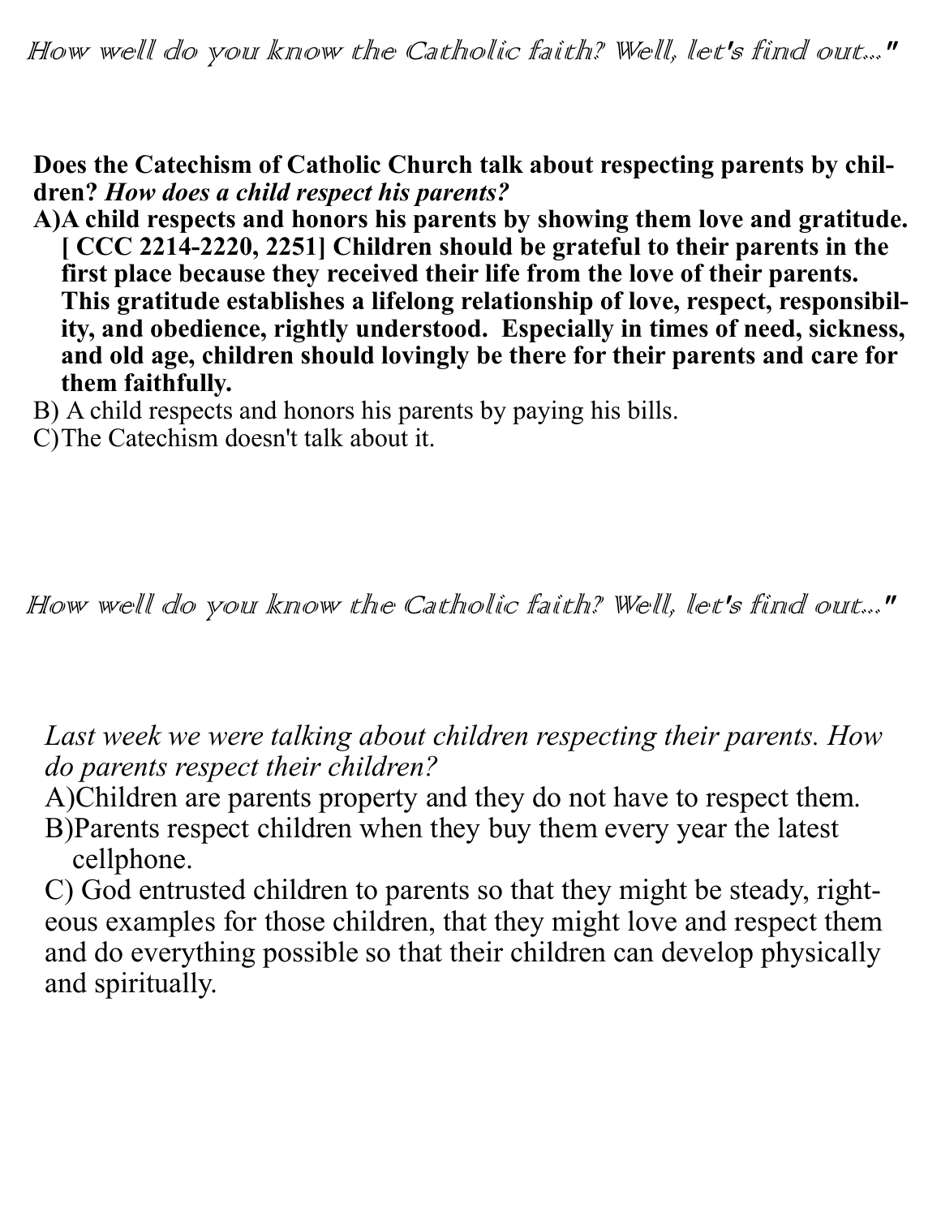*How well do you know the Catholic faith? Well, let's find out..."*

**Does the Catechism of Catholic Church talk about respecting parents by children?** ***How does a child respect his parents?***

**A) A child respects and honors his parents by showing them love and gratitude. [ CCC 2214-2220, 2251] Children should be grateful to their parents in the first place because they received their life from the love of their parents. This gratitude establishes a lifelong relationship of love, respect, responsibility, and obedience, rightly understood. Especially in times of need, sickness, and old age, children should lovingly be there for their parents and care for them faithfully.**

B) A child respects and honors his parents by paying his bills.

C) The Catechism doesn't talk about it.

*How well do you know the Catholic faith? Well, let's find out..."*

*Last week we were talking about children respecting their parents. How do parents respect their children?*

A) Children are parents property and they do not have to respect them.

B) Parents respect children when they buy them every year the latest cellphone.

C) God entrusted children to parents so that they might be steady, righteous examples for those children, that they might love and respect them and do everything possible so that their children can develop physically and spiritually.